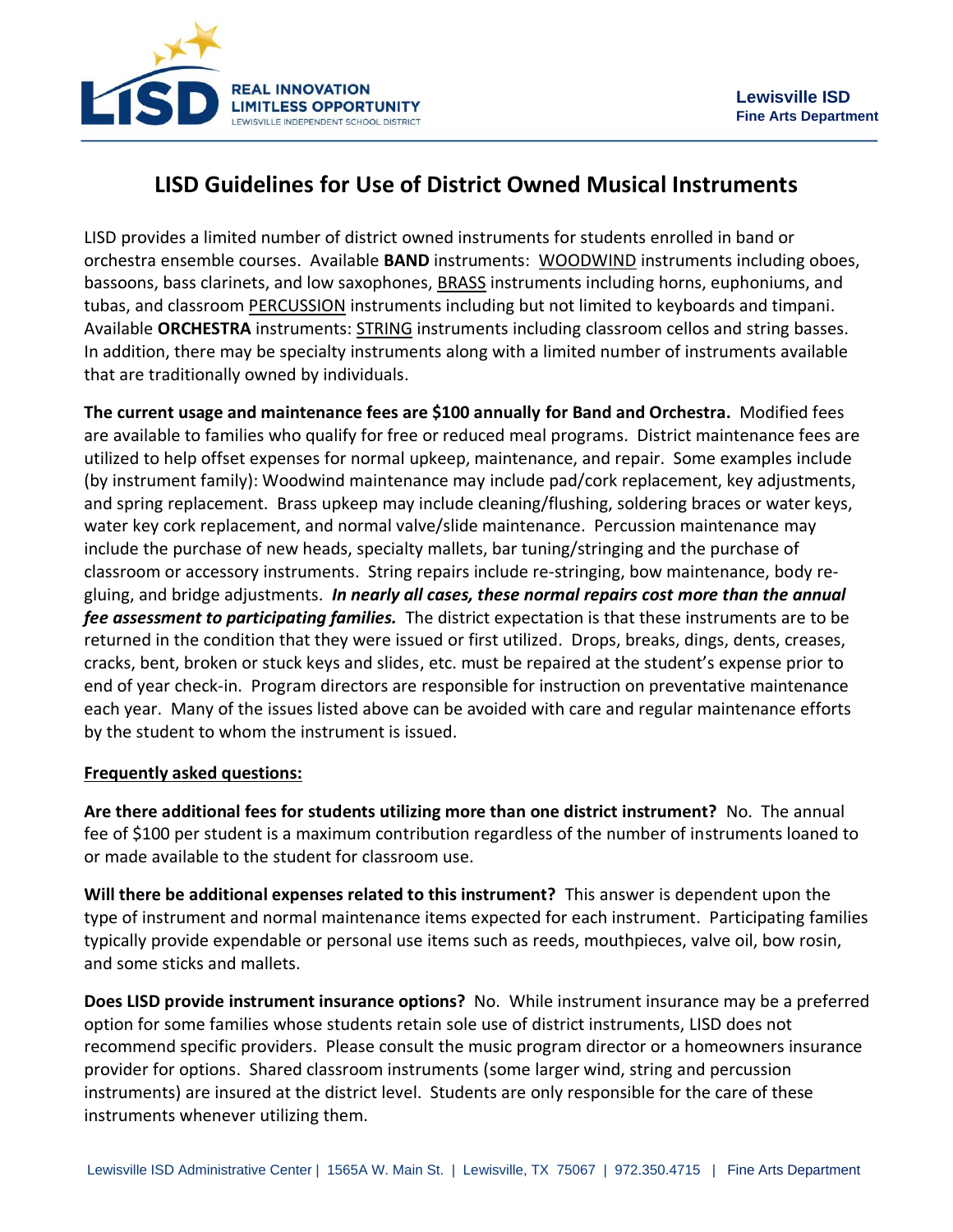Lewisville ISD
**Fine Arts Department**

# LISD Guidelines for Use of District Owned Musical Instruments

LISD provides a limited number of district owned instruments for students enrolled in band or orchestra ensemble courses. Available **BAND** instruments: WOODWIND instruments including oboes, bassoons, bass clarinets, and low saxophones, BRASS instruments including horns, euphoniums, and tubas, and classroom PERCUSSION instruments including but not limited to keyboards and timpani. Available **ORCHESTRA** instruments: STRING instruments including classroom cellos and string basses. In addition, there may be specialty instruments along with a limited number of instruments available that are traditionally owned by individuals.

**The current usage and maintenance fees are $100 annually for Band and Orchestra.** Modified fees are available to families who qualify for free or reduced meal programs. District maintenance fees are utilized to help offset expenses for normal upkeep, maintenance, and repair. Some examples include (by instrument family): Woodwind maintenance may include pad/cork replacement, key adjustments, and spring replacement. Brass upkeep may include cleaning/flushing, soldering braces or water keys, water key cork replacement, and normal valve/slide maintenance. Percussion maintenance may include the purchase of new heads, specialty mallets, bar tuning/stringing and the purchase of classroom or accessory instruments. String repairs include re-stringing, bow maintenance, body re-gluing, and bridge adjustments. ***In nearly all cases, these normal repairs cost more than the annual fee assessment to participating families.*** The district expectation is that these instruments are to be returned in the condition that they were issued or first utilized. Drops, breaks, dings, dents, creases, cracks, bent, broken or stuck keys and slides, etc. must be repaired at the student's expense prior to end of year check-in. Program directors are responsible for instruction on preventative maintenance each year. Many of the issues listed above can be avoided with care and regular maintenance efforts by the student to whom the instrument is issued.

## Frequently asked questions:

**Are there additional fees for students utilizing more than one district instrument?** No. The annual fee of $100 per student is a maximum contribution regardless of the number of instruments loaned to or made available to the student for classroom use.

**Will there be additional expenses related to this instrument?** This answer is dependent upon the type of instrument and normal maintenance items expected for each instrument. Participating families typically provide expendable or personal use items such as reeds, mouthpieces, valve oil, bow rosin, and some sticks and mallets.

**Does LISD provide instrument insurance options?** No. While instrument insurance may be a preferred option for some families whose students retain sole use of district instruments, LISD does not recommend specific providers. Please consult the music program director or a homeowners insurance provider for options. Shared classroom instruments (some larger wind, string and percussion instruments) are insured at the district level. Students are only responsible for the care of these instruments whenever utilizing them.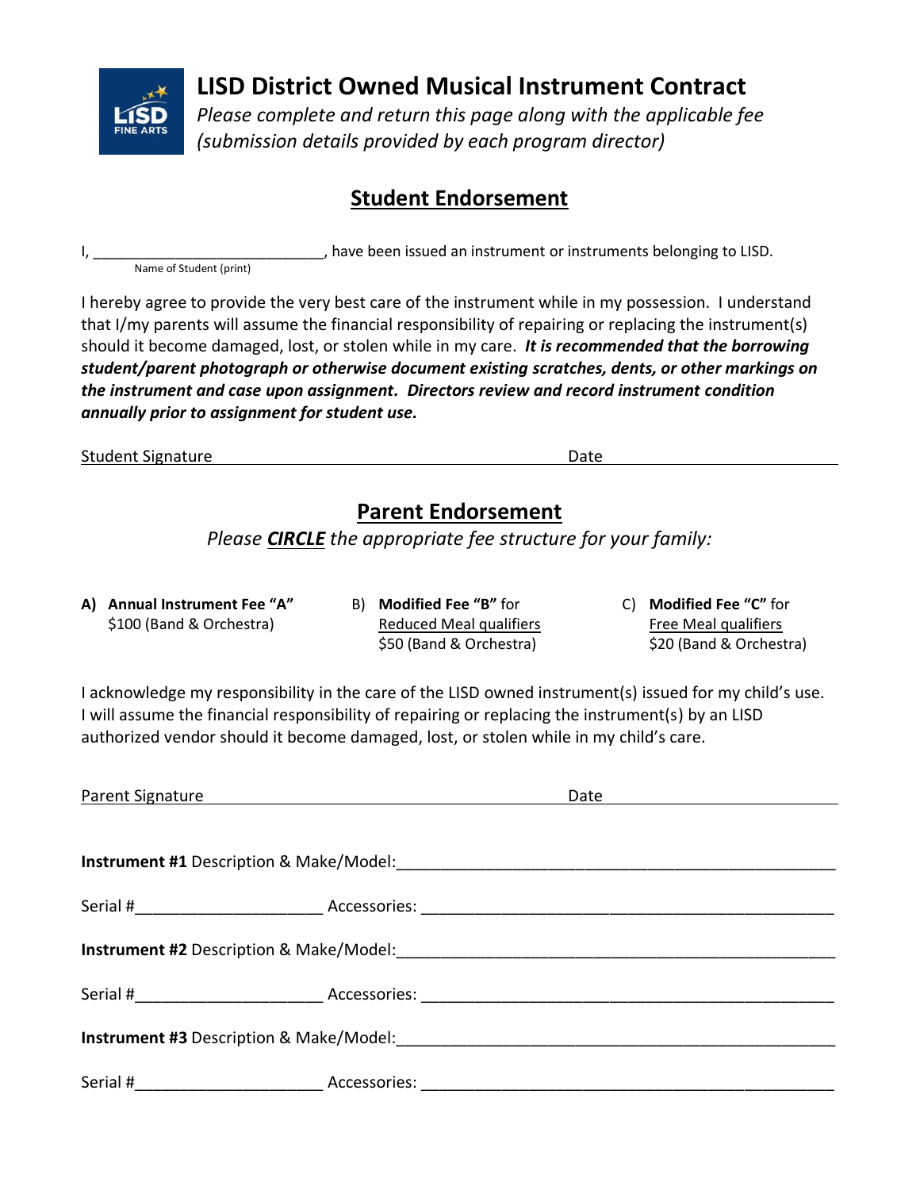# LISD District Owned Musical Instrument Contract

*Please complete and return this page along with the applicable fee (submission details provided by each program director)*

## Student Endorsement

I, ____________________________, have been issued an instrument or instruments belonging to LISD.
Name of Student (print)

I hereby agree to provide the very best care of the instrument while in my possession. I understand that I/my parents will assume the financial responsibility of repairing or replacing the instrument(s) should it become damaged, lost, or stolen while in my care. ***It is recommended that the borrowing student/parent photograph or otherwise document existing scratches, dents, or other markings on the instrument and case upon assignment. Directors review and record instrument condition annually prior to assignment for student use.***

Student Signature ______________________________ Date ______________

## Parent Endorsement

*Please* ***CIRCLE*** *the appropriate fee structure for your family:*

**A) Annual Instrument Fee "A"**
$100 (Band & Orchestra)

B) **Modified Fee "B"** for
Reduced Meal qualifiers
$50 (Band & Orchestra)

C) **Modified Fee "C"** for
Free Meal qualifiers
$20 (Band & Orchestra)

I acknowledge my responsibility in the care of the LISD owned instrument(s) issued for my child's use. I will assume the financial responsibility of repairing or replacing the instrument(s) by an LISD authorized vendor should it become damaged, lost, or stolen while in my child's care.

Parent Signature ______________________________ Date ______________

**Instrument #1** Description & Make/Model:__________________________________________________

Serial #____________________ Accessories: _____________________________________________

**Instrument #2** Description & Make/Model:__________________________________________________

Serial #____________________ Accessories: _____________________________________________

**Instrument #3** Description & Make/Model:__________________________________________________

Serial #____________________ Accessories: _____________________________________________